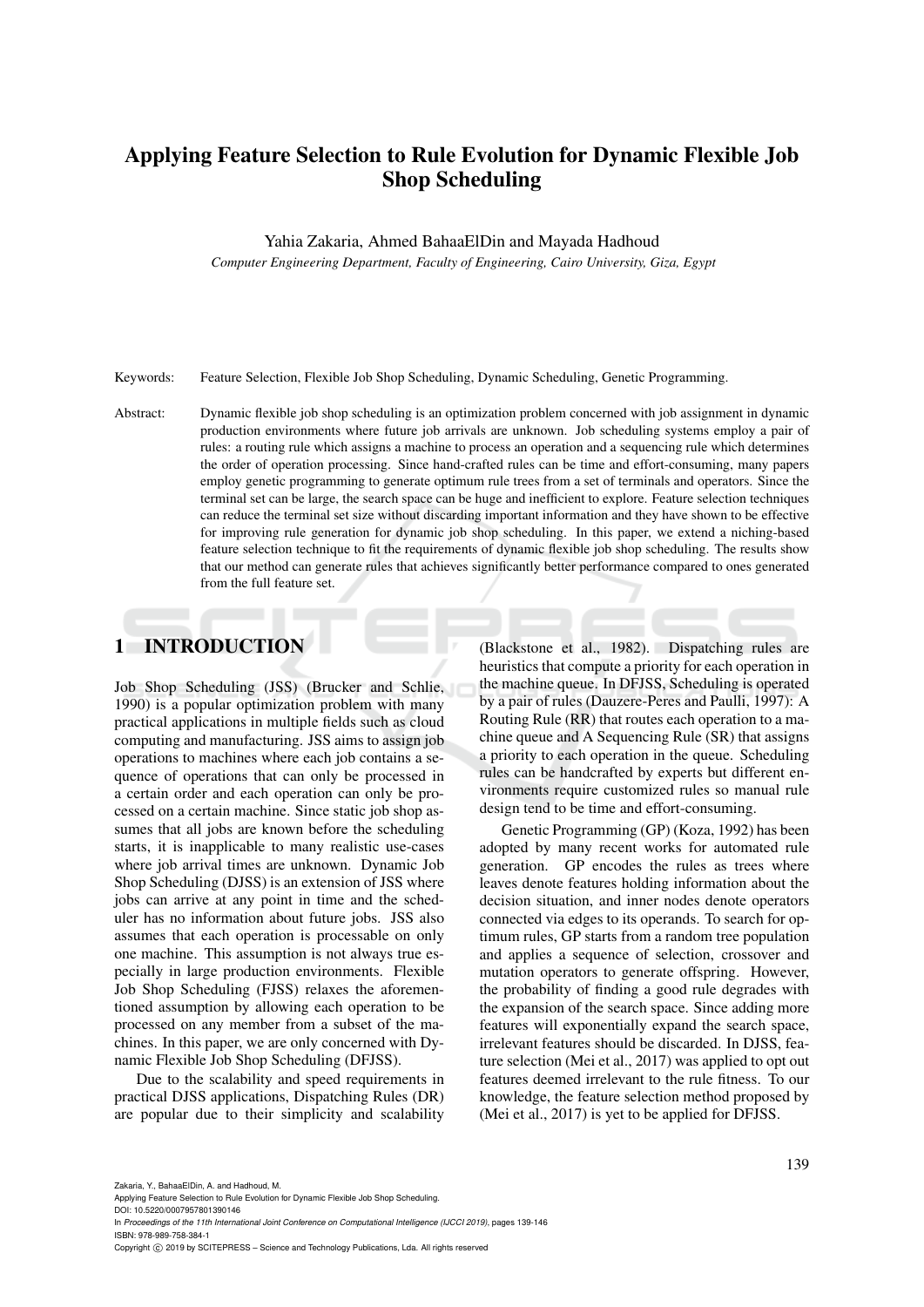# Applying Feature Selection to Rule Evolution for Dynamic Flexible Job Shop Scheduling

Yahia Zakaria, Ahmed BahaaElDin and Mayada Hadhoud

*Computer Engineering Department, Faculty of Engineering, Cairo University, Giza, Egypt*

Keywords: Feature Selection, Flexible Job Shop Scheduling, Dynamic Scheduling, Genetic Programming.

Abstract: Dynamic flexible job shop scheduling is an optimization problem concerned with job assignment in dynamic production environments where future job arrivals are unknown. Job scheduling systems employ a pair of rules: a routing rule which assigns a machine to process an operation and a sequencing rule which determines the order of operation processing. Since hand-crafted rules can be time and effort-consuming, many papers employ genetic programming to generate optimum rule trees from a set of terminals and operators. Since the terminal set can be large, the search space can be huge and inefficient to explore. Feature selection techniques can reduce the terminal set size without discarding important information and they have shown to be effective for improving rule generation for dynamic job shop scheduling. In this paper, we extend a niching-based feature selection technique to fit the requirements of dynamic flexible job shop scheduling. The results show that our method can generate rules that achieves significantly better performance compared to ones generated from the full feature set.

## 1 INTRODUCTION

Job Shop Scheduling (JSS) (Brucker and Schlie, 1990) is a popular optimization problem with many practical applications in multiple fields such as cloud computing and manufacturing. JSS aims to assign job operations to machines where each job contains a sequence of operations that can only be processed in a certain order and each operation can only be processed on a certain machine. Since static job shop assumes that all jobs are known before the scheduling starts, it is inapplicable to many realistic use-cases where job arrival times are unknown. Dynamic Job Shop Scheduling (DJSS) is an extension of JSS where jobs can arrive at any point in time and the scheduler has no information about future jobs. JSS also assumes that each operation is processable on only one machine. This assumption is not always true especially in large production environments. Flexible Job Shop Scheduling (FJSS) relaxes the aforementioned assumption by allowing each operation to be processed on any member from a subset of the machines. In this paper, we are only concerned with Dynamic Flexible Job Shop Scheduling (DFJSS).

Due to the scalability and speed requirements in practical DJSS applications, Dispatching Rules (DR) are popular due to their simplicity and scalability (Blackstone et al., 1982). Dispatching rules are heuristics that compute a priority for each operation in the machine queue. In DFJSS, Scheduling is operated by a pair of rules (Dauzere-Peres and Paulli, 1997): A Routing Rule (RR) that routes each operation to a machine queue and A Sequencing Rule (SR) that assigns a priority to each operation in the queue. Scheduling rules can be handcrafted by experts but different environments require customized rules so manual rule design tend to be time and effort-consuming.

Genetic Programming (GP) (Koza, 1992) has been adopted by many recent works for automated rule generation. GP encodes the rules as trees where leaves denote features holding information about the decision situation, and inner nodes denote operators connected via edges to its operands. To search for optimum rules, GP starts from a random tree population and applies a sequence of selection, crossover and mutation operators to generate offspring. However, the probability of finding a good rule degrades with the expansion of the search space. Since adding more features will exponentially expand the search space, irrelevant features should be discarded. In DJSS, feature selection (Mei et al., 2017) was applied to opt out features deemed irrelevant to the rule fitness. To our knowledge, the feature selection method proposed by (Mei et al., 2017) is yet to be applied for DFJSS.

Zakaria, Y., BahaaElDin, A. and Hadhoud, M.
Applying Feature Selection to Rule Evolution for Dynamic Flexible Job Shop Scheduling.
DOI: 10.5220/0007957801390146
In *Proceedings of the 11th International Joint Conference on Computational Intelligence (IJCCI 2019)*, pages 139-146
ISBN: 978-989-758-384-1
Copyright © 2019 by SCITEPRESS – Science and Technology Publications, Lda. All rights reserved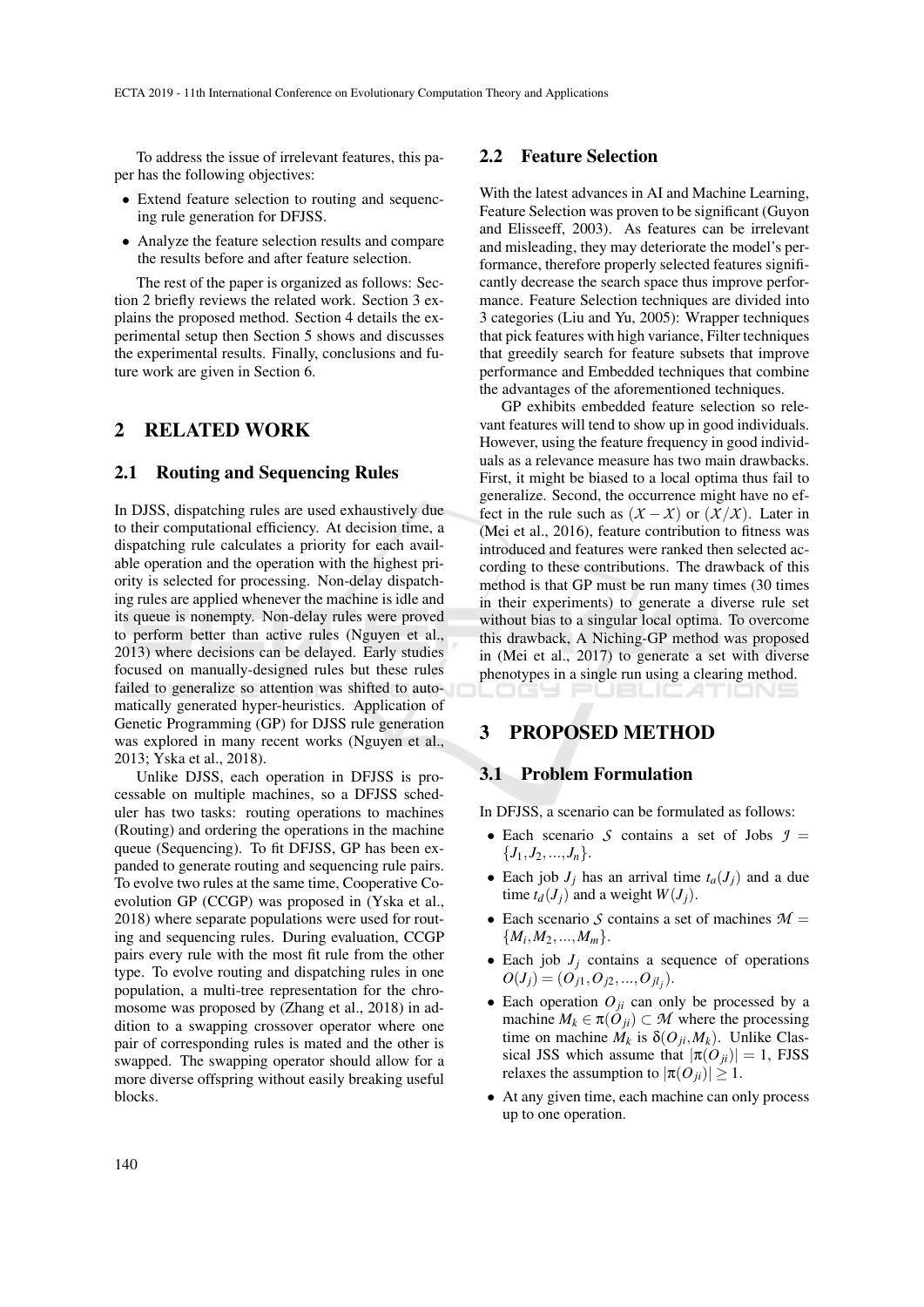To address the issue of irrelevant features, this paper has the following objectives:

- Extend feature selection to routing and sequencing rule generation for DFJSS.
- Analyze the feature selection results and compare the results before and after feature selection.

The rest of the paper is organized as follows: Section 2 briefly reviews the related work. Section 3 explains the proposed method. Section 4 details the experimental setup then Section 5 shows and discusses the experimental results. Finally, conclusions and future work are given in Section 6.

# 2 RELATED WORK

## 2.1 Routing and Sequencing Rules

In DJSS, dispatching rules are used exhaustively due to their computational efficiency. At decision time, a dispatching rule calculates a priority for each available operation and the operation with the highest priority is selected for processing. Non-delay dispatching rules are applied whenever the machine is idle and its queue is nonempty. Non-delay rules were proved to perform better than active rules (Nguyen et al., 2013) where decisions can be delayed. Early studies focused on manually-designed rules but these rules failed to generalize so attention was shifted to automatically generated hyper-heuristics. Application of Genetic Programming (GP) for DJSS rule generation was explored in many recent works (Nguyen et al., 2013; Yska et al., 2018).

Unlike DJSS, each operation in DFJSS is processable on multiple machines, so a DFJSS scheduler has two tasks: routing operations to machines (Routing) and ordering the operations in the machine queue (Sequencing). To fit DFJSS, GP has been expanded to generate routing and sequencing rule pairs. To evolve two rules at the same time, Cooperative Coevolution GP (CCGP) was proposed in (Yska et al., 2018) where separate populations were used for routing and sequencing rules. During evaluation, CCGP pairs every rule with the most fit rule from the other type. To evolve routing and dispatching rules in one population, a multi-tree representation for the chromosome was proposed by (Zhang et al., 2018) in addition to a swapping crossover operator where one pair of corresponding rules is mated and the other is swapped. The swapping operator should allow for a more diverse offspring without easily breaking useful blocks.

## 2.2 Feature Selection

With the latest advances in AI and Machine Learning, Feature Selection was proven to be significant (Guyon and Elisseeff, 2003). As features can be irrelevant and misleading, they may deteriorate the model's performance, therefore properly selected features significantly decrease the search space thus improve performance. Feature Selection techniques are divided into 3 categories (Liu and Yu, 2005): Wrapper techniques that pick features with high variance, Filter techniques that greedily search for feature subsets that improve performance and Embedded techniques that combine the advantages of the aforementioned techniques.

GP exhibits embedded feature selection so relevant features will tend to show up in good individuals. However, using the feature frequency in good individuals as a relevance measure has two main drawbacks. First, it might be biased to a local optima thus fail to generalize. Second, the occurrence might have no effect in the rule such as $(\mathcal{X} - \mathcal{X})$ or $(\mathcal{X}/\mathcal{X})$. Later in (Mei et al., 2016), feature contribution to fitness was introduced and features were ranked then selected according to these contributions. The drawback of this method is that GP must be run many times (30 times in their experiments) to generate a diverse rule set without bias to a singular local optima. To overcome this drawback, A Niching-GP method was proposed in (Mei et al., 2017) to generate a set with diverse phenotypes in a single run using a clearing method.

# 3 PROPOSED METHOD

## 3.1 Problem Formulation

In DFJSS, a scenario can be formulated as follows:

- Each scenario $\mathcal{S}$ contains a set of Jobs $\mathcal{J} = \{J_1, J_2, ..., J_n\}$.
- Each job $J_j$ has an arrival time $t_a(J_j)$ and a due time $t_d(J_j)$ and a weight $W(J_j)$.
- Each scenario $\mathcal{S}$ contains a set of machines $\mathcal{M} = \{M_i, M_2, ..., M_m\}$.
- Each job $J_j$ contains a sequence of operations $O(J_j) = (O_{j1}, O_{j2}, ..., O_{jl_j})$.
- Each operation $O_{ji}$ can only be processed by a machine $M_k \in \pi(O_{ji}) \subset \mathcal{M}$ where the processing time on machine $M_k$ is $\delta(O_{ji}, M_k)$. Unlike Classical JSS which assume that $|\pi(O_{ji})| = 1$, FJSS relaxes the assumption to $|\pi(O_{ji})| \geq 1$.
- At any given time, each machine can only process up to one operation.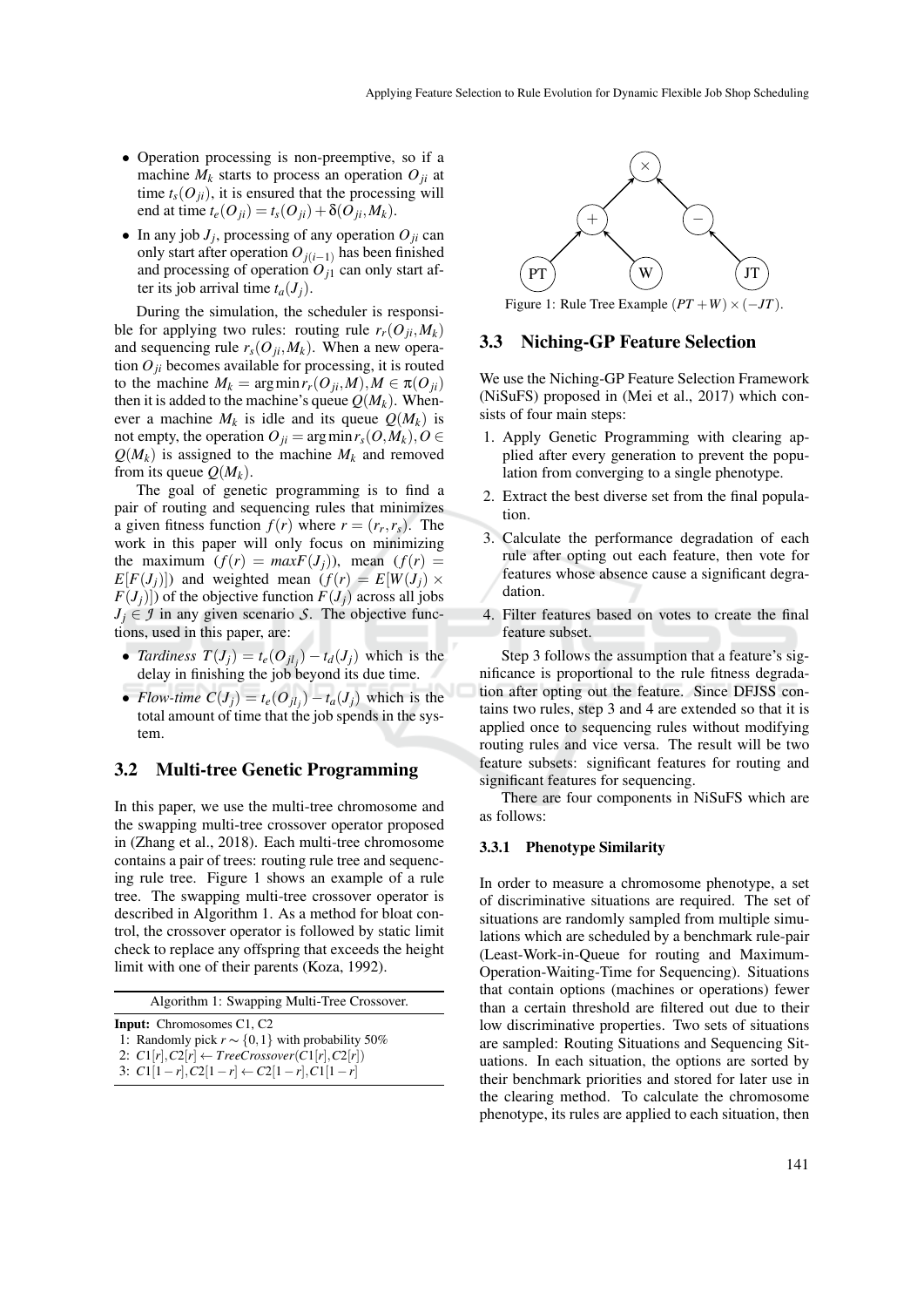- Operation processing is non-preemptive, so if a machine $M_k$ starts to process an operation $O_{ji}$ at time $t_s(O_{ji})$, it is ensured that the processing will end at time $t_e(O_{ji}) = t_s(O_{ji}) + \delta(O_{ji}, M_k)$.
- In any job $J_j$, processing of any operation $O_{ji}$ can only start after operation $O_{j(i-1)}$ has been finished and processing of operation $O_{j1}$ can only start after its job arrival time $t_a(J_j)$.

During the simulation, the scheduler is responsible for applying two rules: routing rule $r_r(O_{ji}, M_k)$ and sequencing rule $r_s(O_{ji}, M_k)$. When a new operation $O_{ji}$ becomes available for processing, it is routed to the machine $M_k = \arg\min r_r(O_{ji}, M), M \in \pi(O_{ji})$ then it is added to the machine's queue $Q(M_k)$. Whenever a machine $M_k$ is idle and its queue $Q(M_k)$ is not empty, the operation $O_{ji} = \arg\min r_s(O, M_k), O \in Q(M_k)$ is assigned to the machine $M_k$ and removed from its queue $Q(M_k)$.

The goal of genetic programming is to find a pair of routing and sequencing rules that minimizes a given fitness function $f(r)$ where $r = (r_r, r_s)$. The work in this paper will only focus on minimizing the maximum ($f(r) = maxF(J_j)$), mean ($f(r) = E[F(J_j)]$) and weighted mean ($f(r) = E[W(J_j) \times F(J_j)]$) of the objective function $F(J_j)$ across all jobs $J_j \in \mathcal{J}$ in any given scenario $\mathcal{S}$. The objective functions, used in this paper, are:

- *Tardiness* $T(J_j) = t_e(O_{jl_j}) - t_d(J_j)$ which is the delay in finishing the job beyond its due time.
- *Flow-time* $C(J_j) = t_e(O_{jl_j}) - t_a(J_j)$ which is the total amount of time that the job spends in the system.

## 3.2 Multi-tree Genetic Programming

In this paper, we use the multi-tree chromosome and the swapping multi-tree crossover operator proposed in (Zhang et al., 2018). Each multi-tree chromosome contains a pair of trees: routing rule tree and sequencing rule tree. Figure 1 shows an example of a rule tree. The swapping multi-tree crossover operator is described in Algorithm 1. As a method for bloat control, the crossover operator is followed by static limit check to replace any offspring that exceeds the height limit with one of their parents (Koza, 1992).

Algorithm 1: Swapping Multi-Tree Crossover.

```
Input: Chromosomes C1, C2
1: Randomly pick r ~ {0,1} with probability 50%
2: C1[r], C2[r] ← TreeCrossover(C1[r], C2[r])
3: C1[1−r], C2[1−r] ← C2[1−r], C1[1−r]
```

Figure 1: Rule Tree Example $(PT + W) \times (-JT)$.

## 3.3 Niching-GP Feature Selection

We use the Niching-GP Feature Selection Framework (NiSuFS) proposed in (Mei et al., 2017) which consists of four main steps:

1. Apply Genetic Programming with clearing applied after every generation to prevent the population from converging to a single phenotype.
2. Extract the best diverse set from the final population.
3. Calculate the performance degradation of each rule after opting out each feature, then vote for features whose absence cause a significant degradation.
4. Filter features based on votes to create the final feature subset.

Step 3 follows the assumption that a feature's significance is proportional to the rule fitness degradation after opting out the feature. Since DFJSS contains two rules, step 3 and 4 are extended so that it is applied once to sequencing rules without modifying routing rules and vice versa. The result will be two feature subsets: significant features for routing and significant features for sequencing.

There are four components in NiSuFS which are as follows:

### 3.3.1 Phenotype Similarity

In order to measure a chromosome phenotype, a set of discriminative situations are required. The set of situations are randomly sampled from multiple simulations which are scheduled by a benchmark rule-pair (Least-Work-in-Queue for routing and Maximum-Operation-Waiting-Time for Sequencing). Situations that contain options (machines or operations) fewer than a certain threshold are filtered out due to their low discriminative properties. Two sets of situations are sampled: Routing Situations and Sequencing Situations. In each situation, the options are sorted by their benchmark priorities and stored for later use in the clearing method. To calculate the chromosome phenotype, its rules are applied to each situation, then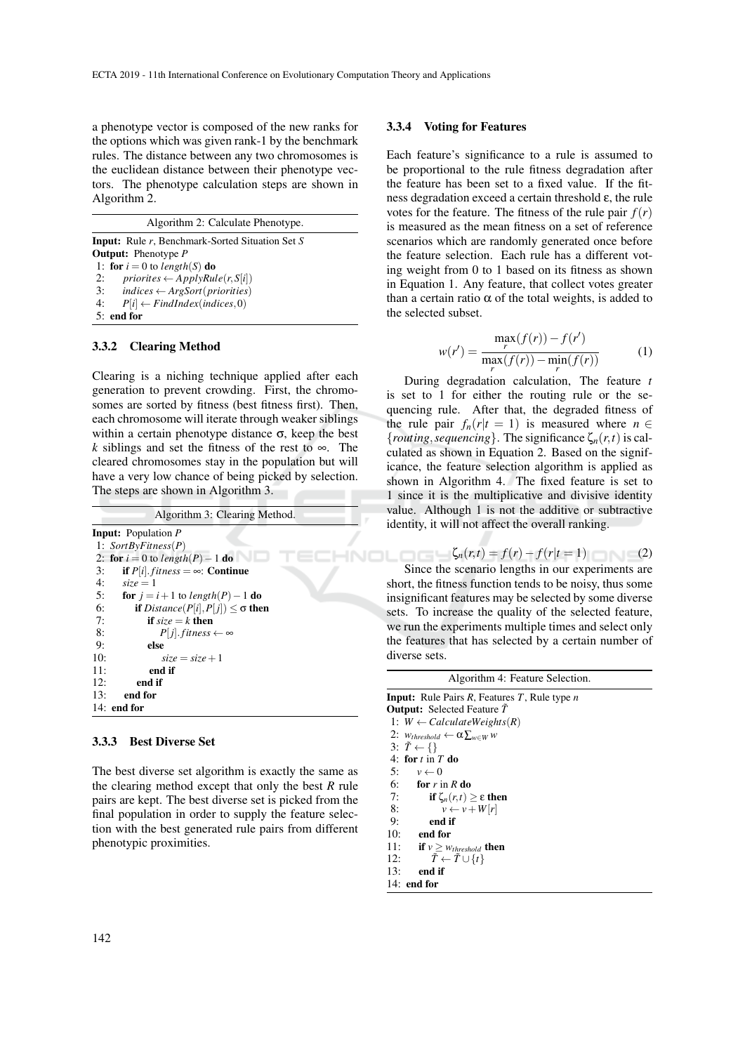a phenotype vector is composed of the new ranks for the options which was given rank-1 by the benchmark rules. The distance between any two chromosomes is the euclidean distance between their phenotype vectors. The phenotype calculation steps are shown in Algorithm 2.

```
Algorithm 2: Calculate Phenotype.
Input: Rule r, Benchmark-Sorted Situation Set S
Output: Phenotype P
 1: for i = 0 to length(S) do
 2:     priorites ← ApplyRule(r, S[i])
 3:     indices ← ArgSort(priorities)
 4:     P[i] ← FindIndex(indices, 0)
 5: end for
```

#### 3.3.2 Clearing Method

Clearing is a niching technique applied after each generation to prevent crowding. First, the chromosomes are sorted by fitness (best fitness first). Then, each chromosome will iterate through weaker siblings within a certain phenotype distance $\sigma$, keep the best $k$ siblings and set the fitness of the rest to $\infty$. The cleared chromosomes stay in the population but will have a very low chance of being picked by selection. The steps are shown in Algorithm 3.

```
Algorithm 3: Clearing Method.
Input: Population P
 1: SortByFitness(P)
 2: for i = 0 to length(P) − 1 do
 3:     if P[i].fitness = ∞: Continue
 4:     size = 1
 5:     for j = i + 1 to length(P) − 1 do
 6:         if Distance(P[i], P[j]) ≤ σ then
 7:             if size = k then
 8:                 P[j].fitness ← ∞
 9:             else
10:                 size = size + 1
11:             end if
12:         end if
13:     end for
14: end for
```

#### 3.3.3 Best Diverse Set

The best diverse set algorithm is exactly the same as the clearing method except that only the best $R$ rule pairs are kept. The best diverse set is picked from the final population in order to supply the feature selection with the best generated rule pairs from different phenotypic proximities.

#### 3.3.4 Voting for Features

Each feature's significance to a rule is assumed to be proportional to the rule fitness degradation after the feature has been set to a fixed value. If the fitness degradation exceed a certain threshold $\varepsilon$, the rule votes for the feature. The fitness of the rule pair $f(r)$ is measured as the mean fitness on a set of reference scenarios which are randomly generated once before the feature selection. Each rule has a different voting weight from 0 to 1 based on its fitness as shown in Equation 1. Any feature, that collect votes greater than a certain ratio $\alpha$ of the total weights, is added to the selected subset.

$$w(r') = \frac{\max_{r}(f(r)) - f(r')}{\max_{r}(f(r)) - \min_{r}(f(r))} \quad (1)$$

During degradation calculation, The feature $t$ is set to 1 for either the routing rule or the sequencing rule. After that, the degraded fitness of the rule pair $f_n(r|t=1)$ is measured where $n \in \{routing, sequencing\}$. The significance $\zeta_n(r,t)$ is calculated as shown in Equation 2. Based on the significance, the feature selection algorithm is applied as shown in Algorithm 4. The fixed feature is set to 1 since it is the multiplicative and divisive identity value. Although 1 is not the additive or subtractive identity, it will not affect the overall ranking.

$$\zeta_n(r,t) = f(r) - f(r|t=1) \quad (2)$$

Since the scenario lengths in our experiments are short, the fitness function tends to be noisy, thus some insignificant features may be selected by some diverse sets. To increase the quality of the selected feature, we run the experiments multiple times and select only the features that has selected by a certain number of diverse sets.

```
Algorithm 4: Feature Selection.
Input: Rule Pairs R, Features T, Rule type n
Output: Selected Feature T̃
 1: W ← CalculateWeights(R)
 2: w_threshold ← α ∑_{w∈W} w
 3: T̃ ← {}
 4: for t in T do
 5:     v ← 0
 6:     for r in R do
 7:         if ζ_n(r, t) ≥ ε then
 8:             v ← v + W[r]
 9:         end if
10:     end for
11:     if v ≥ w_threshold then
12:         T̃ ← T̃ ∪ {t}
13:     end if
14: end for
```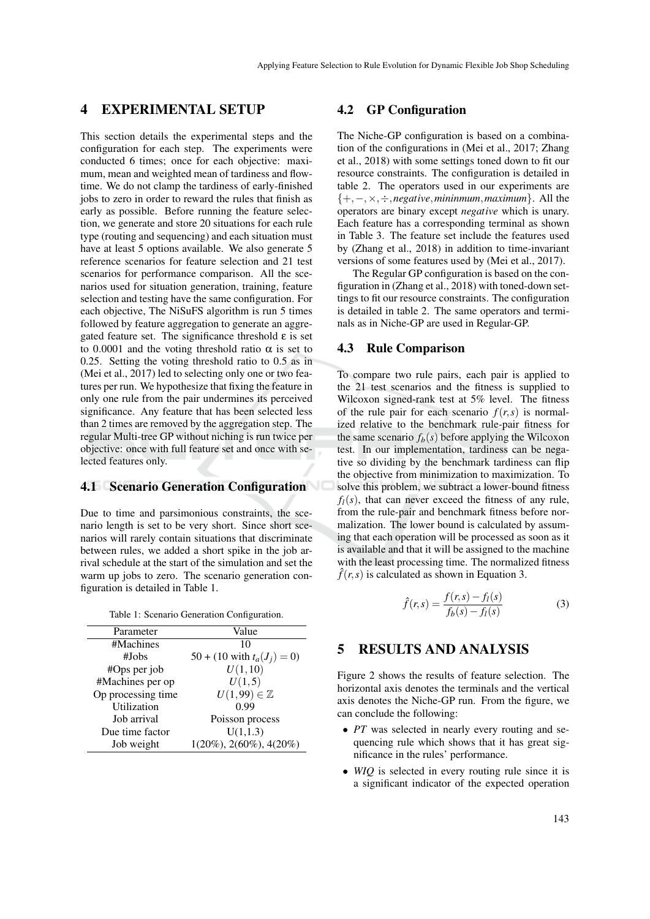## 4 EXPERIMENTAL SETUP

This section details the experimental steps and the configuration for each step. The experiments were conducted 6 times; once for each objective: maximum, mean and weighted mean of tardiness and flowtime. We do not clamp the tardiness of early-finished jobs to zero in order to reward the rules that finish as early as possible. Before running the feature selection, we generate and store 20 situations for each rule type (routing and sequencing) and each situation must have at least 5 options available. We also generate 5 reference scenarios for feature selection and 21 test scenarios for performance comparison. All the scenarios used for situation generation, training, feature selection and testing have the same configuration. For each objective, The NiSuFS algorithm is run 5 times followed by feature aggregation to generate an aggregated feature set. The significance threshold $\varepsilon$ is set to 0.0001 and the voting threshold ratio $\alpha$ is set to 0.25. Setting the voting threshold ratio to 0.5 as in (Mei et al., 2017) led to selecting only one or two features per run. We hypothesize that fixing the feature in only one rule from the pair undermines its perceived significance. Any feature that has been selected less than 2 times are removed by the aggregation step. The regular Multi-tree GP without niching is run twice per objective: once with full feature set and once with selected features only.

### 4.1 Scenario Generation Configuration

Due to time and parsimonious constraints, the scenario length is set to be very short. Since short scenarios will rarely contain situations that discriminate between rules, we added a short spike in the job arrival schedule at the start of the simulation and set the warm up jobs to zero. The scenario generation configuration is detailed in Table 1.

Table 1: Scenario Generation Configuration.

| Parameter | Value |
|---|---|
| #Machines | 10 |
| #Jobs | 50 + (10 with $t_a(J_j) = 0$) |
| #Ops per job | $U(1,10)$ |
| #Machines per op | $U(1,5)$ |
| Op processing time | $U(1,99) \in \mathbb{Z}$ |
| Utilization | 0.99 |
| Job arrival | Poisson process |
| Due time factor | U(1,1.3) |
| Job weight | 1(20%), 2(60%), 4(20%) |

### 4.2 GP Configuration

The Niche-GP configuration is based on a combination of the configurations in (Mei et al., 2017; Zhang et al., 2018) with some settings toned down to fit our resource constraints. The configuration is detailed in table 2. The operators used in our experiments are $\{+, -, \times, \div, negative, mininmum, maximum\}$. All the operators are binary except *negative* which is unary. Each feature has a corresponding terminal as shown in Table 3. The feature set include the features used by (Zhang et al., 2018) in addition to time-invariant versions of some features used by (Mei et al., 2017).

The Regular GP configuration is based on the configuration in (Zhang et al., 2018) with toned-down settings to fit our resource constraints. The configuration is detailed in table 2. The same operators and terminals as in Niche-GP are used in Regular-GP.

### 4.3 Rule Comparison

To compare two rule pairs, each pair is applied to the 21 test scenarios and the fitness is supplied to Wilcoxon signed-rank test at 5% level. The fitness of the rule pair for each scenario $f(r,s)$ is normalized relative to the benchmark rule-pair fitness for the same scenario $f_b(s)$ before applying the Wilcoxon test. In our implementation, tardiness can be negative so dividing by the benchmark tardiness can flip the objective from minimization to maximization. To solve this problem, we subtract a lower-bound fitness $f_l(s)$, that can never exceed the fitness of any rule, from the rule-pair and benchmark fitness before normalization. The lower bound is calculated by assuming that each operation will be processed as soon as it is available and that it will be assigned to the machine with the least processing time. The normalized fitness $\hat{f}(r,s)$ is calculated as shown in Equation 3.

$$\hat{f}(r,s) = \frac{f(r,s) - f_l(s)}{f_b(s) - f_l(s)} \tag{3}$$

## 5 RESULTS AND ANALYSIS

Figure 2 shows the results of feature selection. The horizontal axis denotes the terminals and the vertical axis denotes the Niche-GP run. From the figure, we can conclude the following:

- *PT* was selected in nearly every routing and sequencing rule which shows that it has great significance in the rules' performance.
- *WIQ* is selected in every routing rule since it is a significant indicator of the expected operation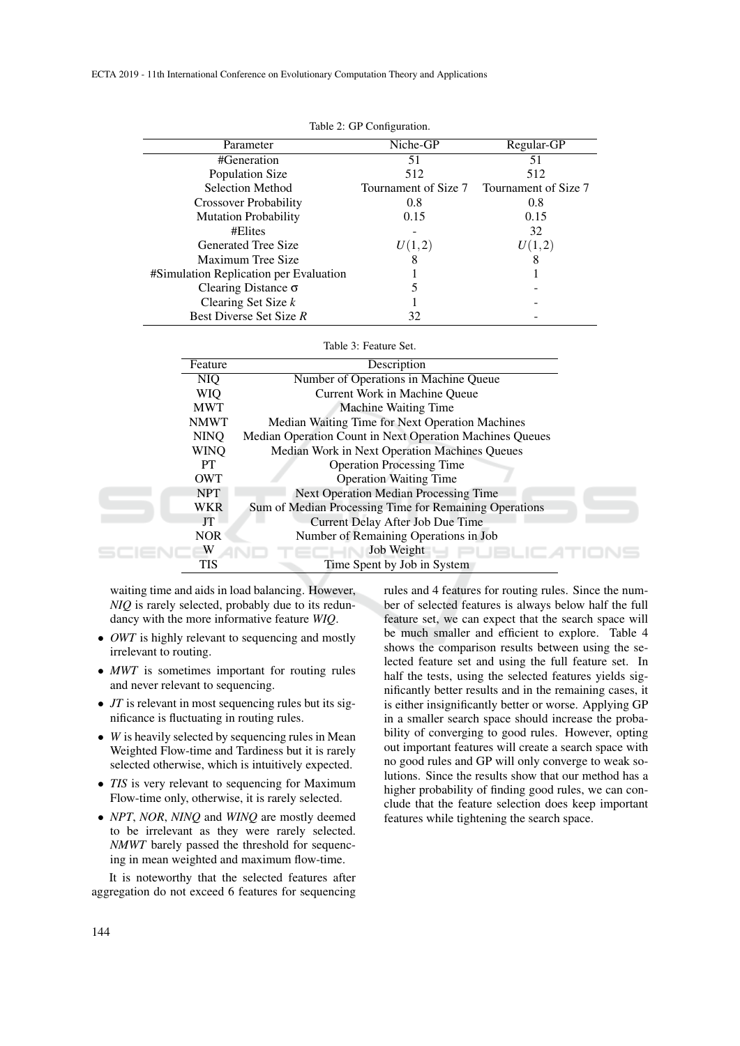Table 2: GP Configuration.

| Parameter | Niche-GP | Regular-GP |
|---|---|---|
| #Generation | 51 | 51 |
| Population Size | 512 | 512 |
| Selection Method | Tournament of Size 7 | Tournament of Size 7 |
| Crossover Probability | 0.8 | 0.8 |
| Mutation Probability | 0.15 | 0.15 |
| #Elites | - | 32 |
| Generated Tree Size | $U(1,2)$ | $U(1,2)$ |
| Maximum Tree Size | 8 | 8 |
| #Simulation Replication per Evaluation | 1 | 1 |
| Clearing Distance $\sigma$ | 5 | - |
| Clearing Set Size $k$ | 1 | - |
| Best Diverse Set Size $R$ | 32 | - |

Table 3: Feature Set.

| Feature | Description |
|---|---|
| NIQ | Number of Operations in Machine Queue |
| WIQ | Current Work in Machine Queue |
| MWT | Machine Waiting Time |
| NMWT | Median Waiting Time for Next Operation Machines |
| NINQ | Median Operation Count in Next Operation Machines Queues |
| WINQ | Median Work in Next Operation Machines Queues |
| PT | Operation Processing Time |
| OWT | Operation Waiting Time |
| NPT | Next Operation Median Processing Time |
| WKR | Sum of Median Processing Time for Remaining Operations |
| JT | Current Delay After Job Due Time |
| NOR | Number of Remaining Operations in Job |
| W | Job Weight |
| TIS | Time Spent by Job in System |

waiting time and aids in load balancing. However, *NIQ* is rarely selected, probably due to its redundancy with the more informative feature *WIQ*.

- *OWT* is highly relevant to sequencing and mostly irrelevant to routing.
- *MWT* is sometimes important for routing rules and never relevant to sequencing.
- *JT* is relevant in most sequencing rules but its significance is fluctuating in routing rules.
- *W* is heavily selected by sequencing rules in Mean Weighted Flow-time and Tardiness but it is rarely selected otherwise, which is intuitively expected.
- *TIS* is very relevant to sequencing for Maximum Flow-time only, otherwise, it is rarely selected.
- *NPT*, *NOR*, *NINQ* and *WINQ* are mostly deemed to be irrelevant as they were rarely selected. *NMWT* barely passed the threshold for sequencing in mean weighted and maximum flow-time.

It is noteworthy that the selected features after aggregation do not exceed 6 features for sequencing rules and 4 features for routing rules. Since the number of selected features is always below half the full feature set, we can expect that the search space will be much smaller and efficient to explore. Table 4 shows the comparison results between using the selected feature set and using the full feature set. In half the tests, using the selected features yields significantly better results and in the remaining cases, it is either insignificantly better or worse. Applying GP in a smaller search space should increase the probability of converging to good rules. However, opting out important features will create a search space with no good rules and GP will only converge to weak solutions. Since the results show that our method has a higher probability of finding good rules, we can conclude that the feature selection does keep important features while tightening the search space.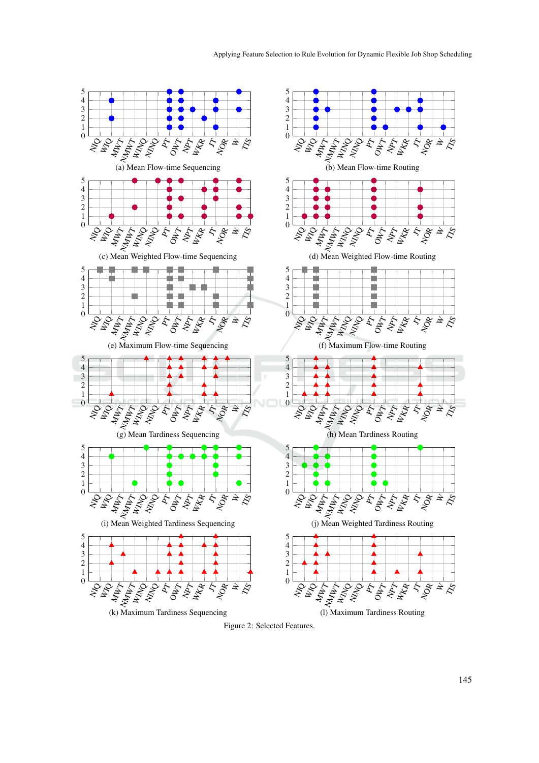(a) Mean Flow-time Sequencing

(b) Mean Flow-time Routing

(c) Mean Weighted Flow-time Sequencing

(d) Mean Weighted Flow-time Routing

(e) Maximum Flow-time Sequencing

(f) Maximum Flow-time Routing

(g) Mean Tardiness Sequencing

(h) Mean Tardiness Routing

(i) Mean Weighted Tardiness Sequencing

(j) Mean Weighted Tardiness Routing

(k) Maximum Tardiness Sequencing

(l) Maximum Tardiness Routing

Figure 2: Selected Features.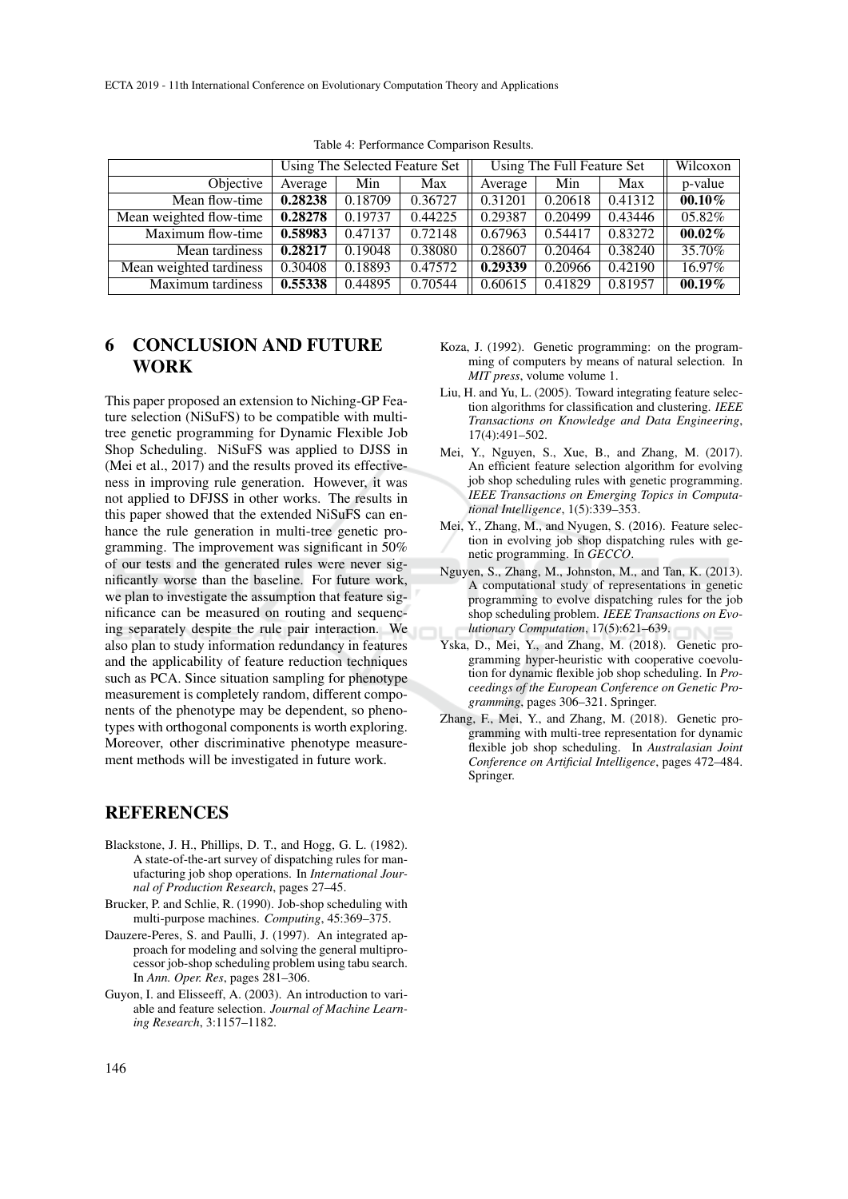Table 4: Performance Comparison Results.

| | Using The Selected Feature Set | | | Using The Full Feature Set | | | Wilcoxon |
|---|---|---|---|---|---|---|---|
| Objective | Average | Min | Max | Average | Min | Max | p-value |
| Mean flow-time | **0.28238** | 0.18709 | 0.36727 | 0.31201 | 0.20618 | 0.41312 | **00.10%** |
| Mean weighted flow-time | **0.28278** | 0.19737 | 0.44225 | 0.29387 | 0.20499 | 0.43446 | 05.82% |
| Maximum flow-time | **0.58983** | 0.47137 | 0.72148 | 0.67963 | 0.54417 | 0.83272 | **00.02%** |
| Mean tardiness | **0.28217** | 0.19048 | 0.38080 | 0.28607 | 0.20464 | 0.38240 | 35.70% |
| Mean weighted tardiness | 0.30408 | 0.18893 | 0.47572 | **0.29339** | 0.20966 | 0.42190 | 16.97% |
| Maximum tardiness | **0.55338** | 0.44895 | 0.70544 | 0.60615 | 0.41829 | 0.81957 | **00.19%** |

## 6 CONCLUSION AND FUTURE WORK

This paper proposed an extension to Niching-GP Feature selection (NiSuFS) to be compatible with multi-tree genetic programming for Dynamic Flexible Job Shop Scheduling. NiSuFS was applied to DJSS in (Mei et al., 2017) and the results proved its effectiveness in improving rule generation. However, it was not applied to DFJSS in other works. The results in this paper showed that the extended NiSuFS can enhance the rule generation in multi-tree genetic programming. The improvement was significant in 50% of our tests and the generated rules were never significantly worse than the baseline. For future work, we plan to investigate the assumption that feature significance can be measured on routing and sequencing separately despite the rule pair interaction. We also plan to study information redundancy in features and the applicability of feature reduction techniques such as PCA. Since situation sampling for phenotype measurement is completely random, different components of the phenotype may be dependent, so phenotypes with orthogonal components is worth exploring. Moreover, other discriminative phenotype measurement methods will be investigated in future work.

## REFERENCES

Blackstone, J. H., Phillips, D. T., and Hogg, G. L. (1982). A state-of-the-art survey of dispatching rules for manufacturing job shop operations. In *International Journal of Production Research*, pages 27–45.

Brucker, P. and Schlie, R. (1990). Job-shop scheduling with multi-purpose machines. *Computing*, 45:369–375.

Dauzere-Peres, S. and Paulli, J. (1997). An integrated approach for modeling and solving the general multiprocessor job-shop scheduling problem using tabu search. In *Ann. Oper. Res*, pages 281–306.

Guyon, I. and Elisseeff, A. (2003). An introduction to variable and feature selection. *Journal of Machine Learning Research*, 3:1157–1182.

Koza, J. (1992). Genetic programming: on the programming of computers by means of natural selection. In *MIT press*, volume volume 1.

Liu, H. and Yu, L. (2005). Toward integrating feature selection algorithms for classification and clustering. *IEEE Transactions on Knowledge and Data Engineering*, 17(4):491–502.

Mei, Y., Nguyen, S., Xue, B., and Zhang, M. (2017). An efficient feature selection algorithm for evolving job shop scheduling rules with genetic programming. *IEEE Transactions on Emerging Topics in Computational Intelligence*, 1(5):339–353.

Mei, Y., Zhang, M., and Nyugen, S. (2016). Feature selection in evolving job shop dispatching rules with genetic programming. In *GECCO*.

Nguyen, S., Zhang, M., Johnston, M., and Tan, K. (2013). A computational study of representations in genetic programming to evolve dispatching rules for the job shop scheduling problem. *IEEE Transactions on Evolutionary Computation*, 17(5):621–639.

Yska, D., Mei, Y., and Zhang, M. (2018). Genetic programming hyper-heuristic with cooperative coevolution for dynamic flexible job shop scheduling. In *Proceedings of the European Conference on Genetic Programming*, pages 306–321. Springer.

Zhang, F., Mei, Y., and Zhang, M. (2018). Genetic programming with multi-tree representation for dynamic flexible job shop scheduling. In *Australasian Joint Conference on Artificial Intelligence*, pages 472–484. Springer.